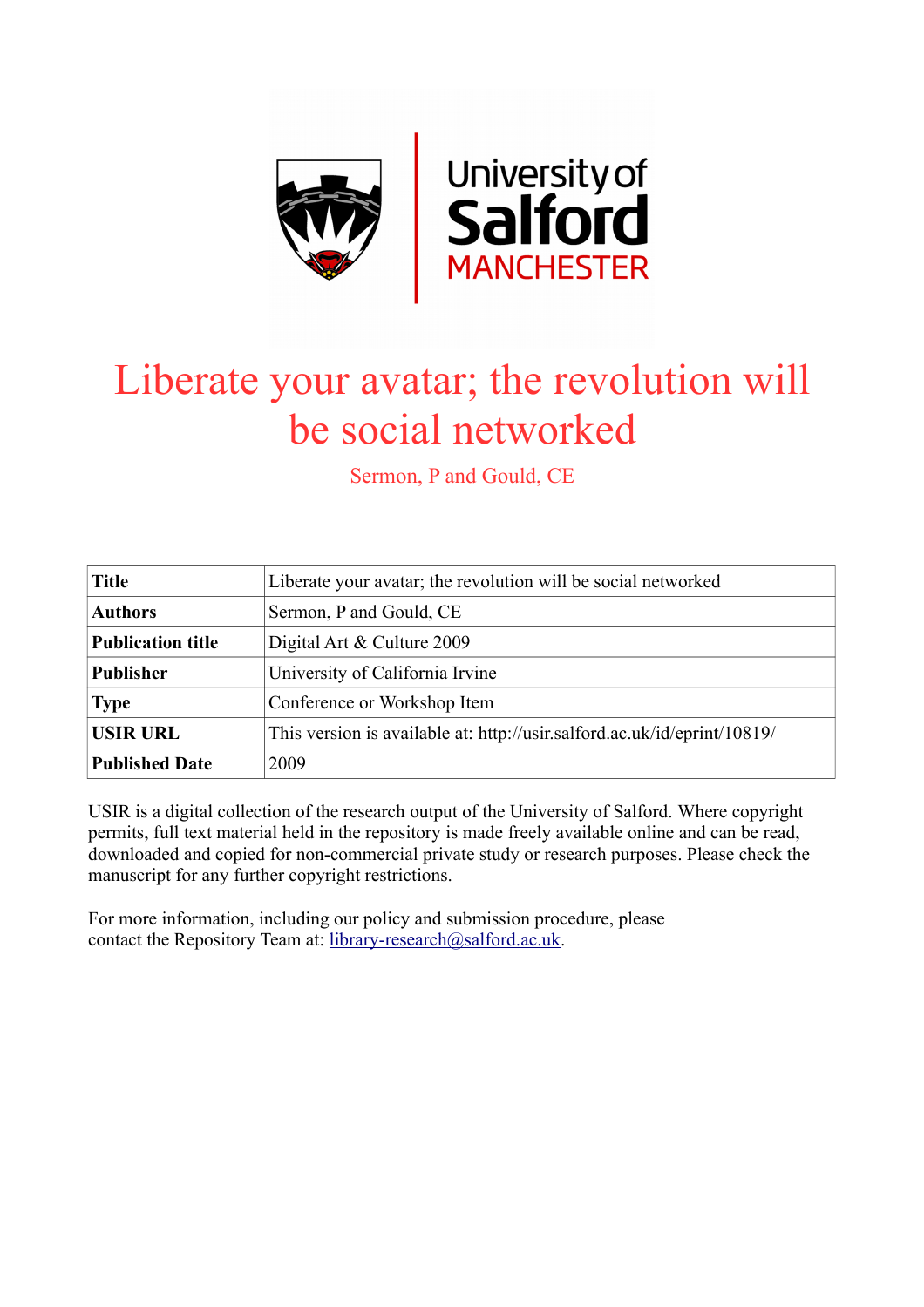University of Salford MANCHESTER

# Liberate your avatar; the revolution will be social networked

Sermon, P and Gould, CE

| **Title** | Liberate your avatar; the revolution will be social networked |
|---|---|
| **Authors** | Sermon, P and Gould, CE |
| **Publication title** | Digital Art & Culture 2009 |
| **Publisher** | University of California Irvine |
| **Type** | Conference or Workshop Item |
| **USIR URL** | This version is available at: http://usir.salford.ac.uk/id/eprint/10819/ |
| **Published Date** | 2009 |

USIR is a digital collection of the research output of the University of Salford. Where copyright permits, full text material held in the repository is made freely available online and can be read, downloaded and copied for non-commercial private study or research purposes. Please check the manuscript for any further copyright restrictions.

For more information, including our policy and submission procedure, please contact the Repository Team at: library-research@salford.ac.uk.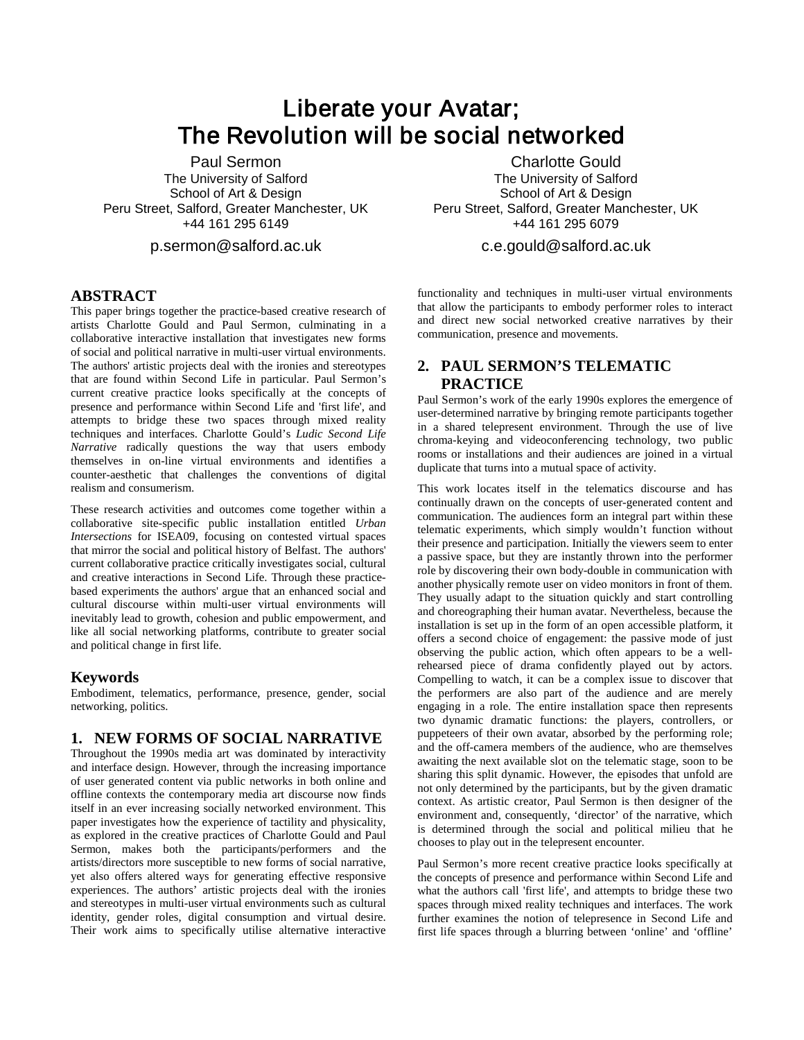# Liberate your Avatar; The Revolution will be social networked

Paul Sermon
The University of Salford
School of Art & Design
Peru Street, Salford, Greater Manchester, UK
+44 161 295 6149
p.sermon@salford.ac.uk

Charlotte Gould
The University of Salford
School of Art & Design
Peru Street, Salford, Greater Manchester, UK
+44 161 295 6079
c.e.gould@salford.ac.uk

## ABSTRACT

This paper brings together the practice-based creative research of artists Charlotte Gould and Paul Sermon, culminating in a collaborative interactive installation that investigates new forms of social and political narrative in multi-user virtual environments. The authors' artistic projects deal with the ironies and stereotypes that are found within Second Life in particular. Paul Sermon's current creative practice looks specifically at the concepts of presence and performance within Second Life and 'first life', and attempts to bridge these two spaces through mixed reality techniques and interfaces. Charlotte Gould's *Ludic Second Life Narrative* radically questions the way that users embody themselves in on-line virtual environments and identifies a counter-aesthetic that challenges the conventions of digital realism and consumerism.

These research activities and outcomes come together within a collaborative site-specific public installation entitled *Urban Intersections* for ISEA09, focusing on contested virtual spaces that mirror the social and political history of Belfast. The authors' current collaborative practice critically investigates social, cultural and creative interactions in Second Life. Through these practice-based experiments the authors' argue that an enhanced social and cultural discourse within multi-user virtual environments will inevitably lead to growth, cohesion and public empowerment, and like all social networking platforms, contribute to greater social and political change in first life.

## Keywords

Embodiment, telematics, performance, presence, gender, social networking, politics.

## 1. NEW FORMS OF SOCIAL NARRATIVE

Throughout the 1990s media art was dominated by interactivity and interface design. However, through the increasing importance of user generated content via public networks in both online and offline contexts the contemporary media art discourse now finds itself in an ever increasing socially networked environment. This paper investigates how the experience of tactility and physicality, as explored in the creative practices of Charlotte Gould and Paul Sermon, makes both the participants/performers and the artists/directors more susceptible to new forms of social narrative, yet also offers altered ways for generating effective responsive experiences. The authors' artistic projects deal with the ironies and stereotypes in multi-user virtual environments such as cultural identity, gender roles, digital consumption and virtual desire. Their work aims to specifically utilise alternative interactive functionality and techniques in multi-user virtual environments that allow the participants to embody performer roles to interact and direct new social networked creative narratives by their communication, presence and movements.

## 2. PAUL SERMON'S TELEMATIC PRACTICE

Paul Sermon's work of the early 1990s explores the emergence of user-determined narrative by bringing remote participants together in a shared telepresent environment. Through the use of live chroma-keying and videoconferencing technology, two public rooms or installations and their audiences are joined in a virtual duplicate that turns into a mutual space of activity.

This work locates itself in the telematics discourse and has continually drawn on the concepts of user-generated content and communication. The audiences form an integral part within these telematic experiments, which simply wouldn't function without their presence and participation. Initially the viewers seem to enter a passive space, but they are instantly thrown into the performer role by discovering their own body-double in communication with another physically remote user on video monitors in front of them. They usually adapt to the situation quickly and start controlling and choreographing their human avatar. Nevertheless, because the installation is set up in the form of an open accessible platform, it offers a second choice of engagement: the passive mode of just observing the public action, which often appears to be a well-rehearsed piece of drama confidently played out by actors. Compelling to watch, it can be a complex issue to discover that the performers are also part of the audience and are merely engaging in a role. The entire installation space then represents two dynamic dramatic functions: the players, controllers, or puppeteers of their own avatar, absorbed by the performing role; and the off-camera members of the audience, who are themselves awaiting the next available slot on the telematic stage, soon to be sharing this split dynamic. However, the episodes that unfold are not only determined by the participants, but by the given dramatic context. As artistic creator, Paul Sermon is then designer of the environment and, consequently, 'director' of the narrative, which is determined through the social and political milieu that he chooses to play out in the telepresent encounter.

Paul Sermon's more recent creative practice looks specifically at the concepts of presence and performance within Second Life and what the authors call 'first life', and attempts to bridge these two spaces through mixed reality techniques and interfaces. The work further examines the notion of telepresence in Second Life and first life spaces through a blurring between 'online' and 'offline'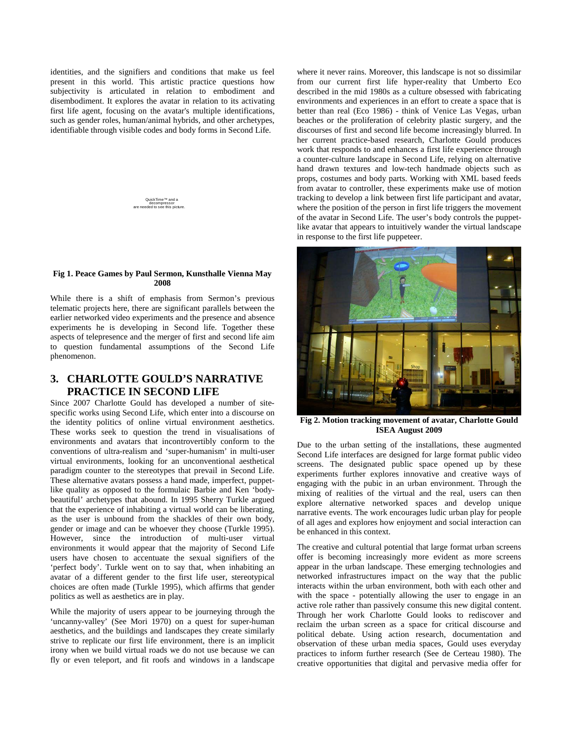identities, and the signifiers and conditions that make us feel present in this world. This artistic practice questions how subjectivity is articulated in relation to embodiment and disembodiment. It explores the avatar in relation to its activating first life agent, focusing on the avatar's multiple identifications, such as gender roles, human/animal hybrids, and other archetypes, identifiable through visible codes and body forms in Second Life.

QuickTime™ and a decompressor are needed to see this picture.

**Fig 1. Peace Games by Paul Sermon, Kunsthalle Vienna May 2008**

While there is a shift of emphasis from Sermon's previous telematic projects here, there are significant parallels between the earlier networked video experiments and the presence and absence experiments he is developing in Second life. Together these aspects of telepresence and the merger of first and second life aim to question fundamental assumptions of the Second Life phenomenon.

## 3. CHARLOTTE GOULD'S NARRATIVE PRACTICE IN SECOND LIFE

Since 2007 Charlotte Gould has developed a number of site-specific works using Second Life, which enter into a discourse on the identity politics of online virtual environment aesthetics. These works seek to question the trend in visualisations of environments and avatars that incontrovertibly conform to the conventions of ultra-realism and 'super-humanism' in multi-user virtual environments, looking for an unconventional aesthetical paradigm counter to the stereotypes that prevail in Second Life. These alternative avatars possess a hand made, imperfect, puppet-like quality as opposed to the formulaic Barbie and Ken 'body-beautiful' archetypes that abound. In 1995 Sherry Turkle argued that the experience of inhabiting a virtual world can be liberating, as the user is unbound from the shackles of their own body, gender or image and can be whoever they choose (Turkle 1995). However, since the introduction of multi-user virtual environments it would appear that the majority of Second Life users have chosen to accentuate the sexual signifiers of the 'perfect body'. Turkle went on to say that, when inhabiting an avatar of a different gender to the first life user, stereotypical choices are often made (Turkle 1995), which affirms that gender politics as well as aesthetics are in play.

While the majority of users appear to be journeying through the 'uncanny-valley' (See Mori 1970) on a quest for super-human aesthetics, and the buildings and landscapes they create similarly strive to replicate our first life environment, there is an implicit irony when we build virtual roads we do not use because we can fly or even teleport, and fit roofs and windows in a landscape where it never rains. Moreover, this landscape is not so dissimilar from our current first life hyper-reality that Umberto Eco described in the mid 1980s as a culture obsessed with fabricating environments and experiences in an effort to create a space that is better than real (Eco 1986) - think of Venice Las Vegas, urban beaches or the proliferation of celebrity plastic surgery, and the discourses of first and second life become increasingly blurred. In her current practice-based research, Charlotte Gould produces work that responds to and enhances a first life experience through a counter-culture landscape in Second Life, relying on alternative hand drawn textures and low-tech handmade objects such as props, costumes and body parts. Working with XML based feeds from avatar to controller, these experiments make use of motion tracking to develop a link between first life participant and avatar, where the position of the person in first life triggers the movement of the avatar in Second Life. The user's body controls the puppet-like avatar that appears to intuitively wander the virtual landscape in response to the first life puppeteer.

**Fig 2. Motion tracking movement of avatar, Charlotte Gould ISEA August 2009**

Due to the urban setting of the installations, these augmented Second Life interfaces are designed for large format public video screens. The designated public space opened up by these experiments further explores innovative and creative ways of engaging with the pubic in an urban environment. Through the mixing of realities of the virtual and the real, users can then explore alternative networked spaces and develop unique narrative events. The work encourages ludic urban play for people of all ages and explores how enjoyment and social interaction can be enhanced in this context.

The creative and cultural potential that large format urban screens offer is becoming increasingly more evident as more screens appear in the urban landscape. These emerging technologies and networked infrastructures impact on the way that the public interacts within the urban environment, both with each other and with the space - potentially allowing the user to engage in an active role rather than passively consume this new digital content. Through her work Charlotte Gould looks to rediscover and reclaim the urban screen as a space for critical discourse and political debate. Using action research, documentation and observation of these urban media spaces, Gould uses everyday practices to inform further research (See de Certeau 1980). The creative opportunities that digital and pervasive media offer for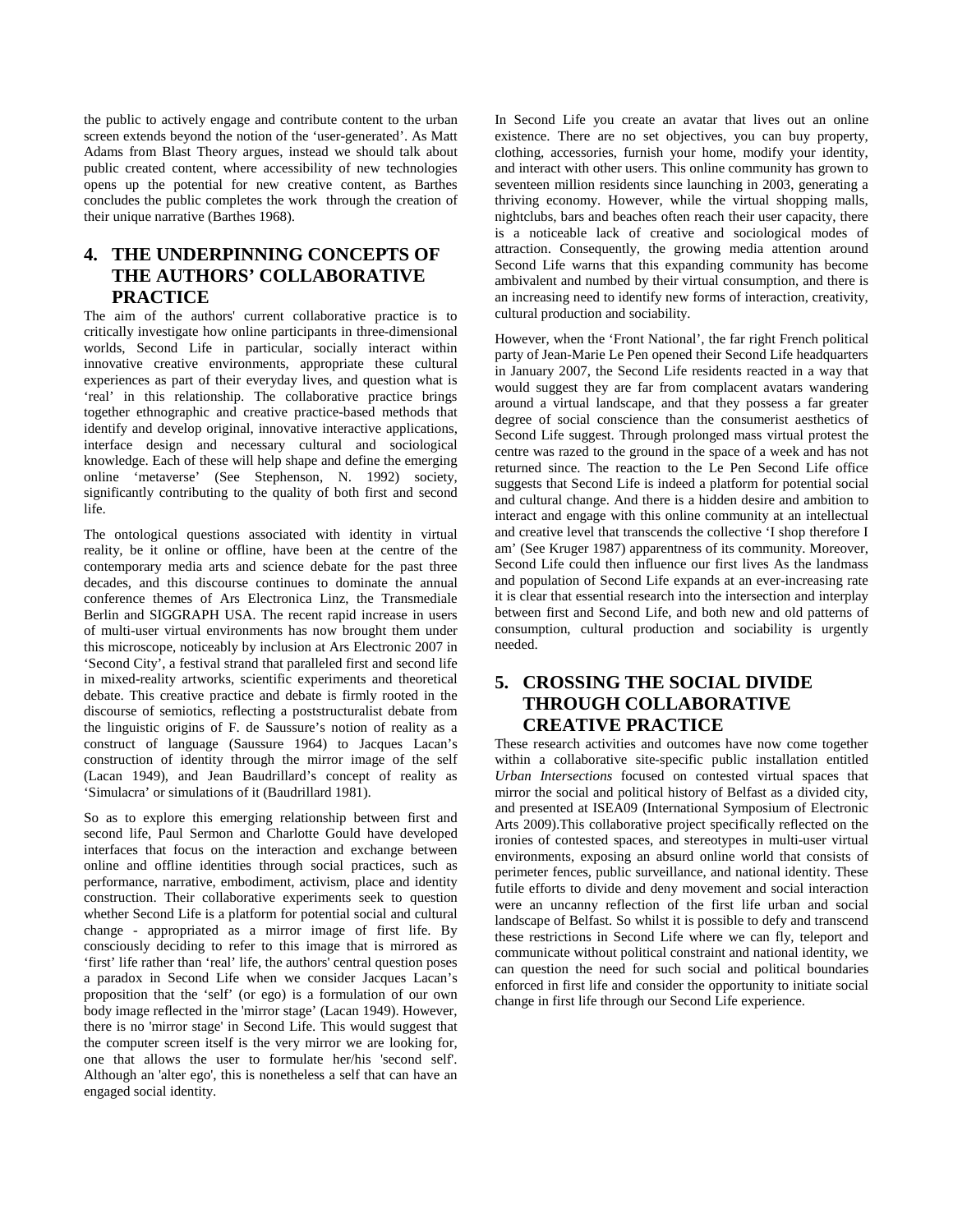the public to actively engage and contribute content to the urban screen extends beyond the notion of the 'user-generated'. As Matt Adams from Blast Theory argues, instead we should talk about public created content, where accessibility of new technologies opens up the potential for new creative content, as Barthes concludes the public completes the work through the creation of their unique narrative (Barthes 1968).

## 4. THE UNDERPINNING CONCEPTS OF THE AUTHORS' COLLABORATIVE PRACTICE

The aim of the authors' current collaborative practice is to critically investigate how online participants in three-dimensional worlds, Second Life in particular, socially interact within innovative creative environments, appropriate these cultural experiences as part of their everyday lives, and question what is 'real' in this relationship. The collaborative practice brings together ethnographic and creative practice-based methods that identify and develop original, innovative interactive applications, interface design and necessary cultural and sociological knowledge. Each of these will help shape and define the emerging online 'metaverse' (See Stephenson, N. 1992) society, significantly contributing to the quality of both first and second life.

The ontological questions associated with identity in virtual reality, be it online or offline, have been at the centre of the contemporary media arts and science debate for the past three decades, and this discourse continues to dominate the annual conference themes of Ars Electronica Linz, the Transmediale Berlin and SIGGRAPH USA. The recent rapid increase in users of multi-user virtual environments has now brought them under this microscope, noticeably by inclusion at Ars Electronic 2007 in 'Second City', a festival strand that paralleled first and second life in mixed-reality artworks, scientific experiments and theoretical debate. This creative practice and debate is firmly rooted in the discourse of semiotics, reflecting a poststructuralist debate from the linguistic origins of F. de Saussure's notion of reality as a construct of language (Saussure 1964) to Jacques Lacan's construction of identity through the mirror image of the self (Lacan 1949), and Jean Baudrillard's concept of reality as 'Simulacra' or simulations of it (Baudrillard 1981).

So as to explore this emerging relationship between first and second life, Paul Sermon and Charlotte Gould have developed interfaces that focus on the interaction and exchange between online and offline identities through social practices, such as performance, narrative, embodiment, activism, place and identity construction. Their collaborative experiments seek to question whether Second Life is a platform for potential social and cultural change - appropriated as a mirror image of first life. By consciously deciding to refer to this image that is mirrored as 'first' life rather than 'real' life, the authors' central question poses a paradox in Second Life when we consider Jacques Lacan's proposition that the 'self' (or ego) is a formulation of our own body image reflected in the 'mirror stage' (Lacan 1949). However, there is no 'mirror stage' in Second Life. This would suggest that the computer screen itself is the very mirror we are looking for, one that allows the user to formulate her/his 'second self'. Although an 'alter ego', this is nonetheless a self that can have an engaged social identity.

In Second Life you create an avatar that lives out an online existence. There are no set objectives, you can buy property, clothing, accessories, furnish your home, modify your identity, and interact with other users. This online community has grown to seventeen million residents since launching in 2003, generating a thriving economy. However, while the virtual shopping malls, nightclubs, bars and beaches often reach their user capacity, there is a noticeable lack of creative and sociological modes of attraction. Consequently, the growing media attention around Second Life warns that this expanding community has become ambivalent and numbed by their virtual consumption, and there is an increasing need to identify new forms of interaction, creativity, cultural production and sociability.

However, when the 'Front National', the far right French political party of Jean-Marie Le Pen opened their Second Life headquarters in January 2007, the Second Life residents reacted in a way that would suggest they are far from complacent avatars wandering around a virtual landscape, and that they possess a far greater degree of social conscience than the consumerist aesthetics of Second Life suggest. Through prolonged mass virtual protest the centre was razed to the ground in the space of a week and has not returned since. The reaction to the Le Pen Second Life office suggests that Second Life is indeed a platform for potential social and cultural change. And there is a hidden desire and ambition to interact and engage with this online community at an intellectual and creative level that transcends the collective 'I shop therefore I am' (See Kruger 1987) apparentness of its community. Moreover, Second Life could then influence our first lives As the landmass and population of Second Life expands at an ever-increasing rate it is clear that essential research into the intersection and interplay between first and Second Life, and both new and old patterns of consumption, cultural production and sociability is urgently needed.

## 5. CROSSING THE SOCIAL DIVIDE THROUGH COLLABORATIVE CREATIVE PRACTICE

These research activities and outcomes have now come together within a collaborative site-specific public installation entitled *Urban Intersections* focused on contested virtual spaces that mirror the social and political history of Belfast as a divided city, and presented at ISEA09 (International Symposium of Electronic Arts 2009).This collaborative project specifically reflected on the ironies of contested spaces, and stereotypes in multi-user virtual environments, exposing an absurd online world that consists of perimeter fences, public surveillance, and national identity. These futile efforts to divide and deny movement and social interaction were an uncanny reflection of the first life urban and social landscape of Belfast. So whilst it is possible to defy and transcend these restrictions in Second Life where we can fly, teleport and communicate without political constraint and national identity, we can question the need for such social and political boundaries enforced in first life and consider the opportunity to initiate social change in first life through our Second Life experience.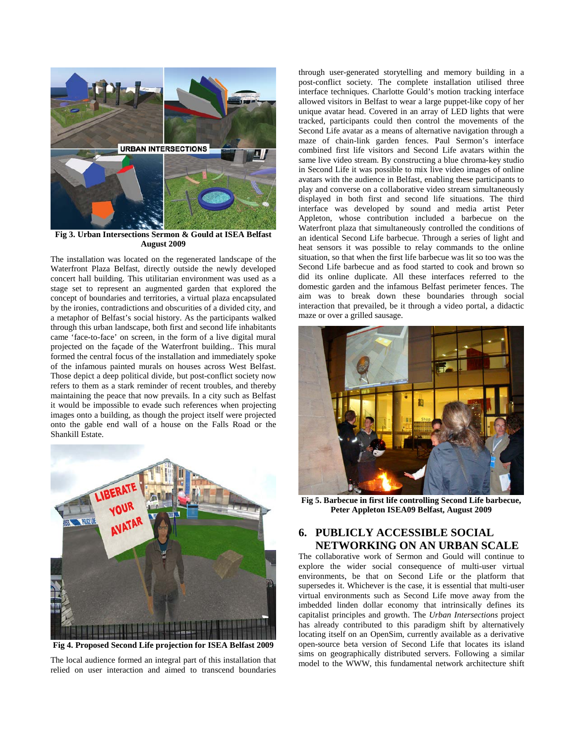**Fig 3. Urban Intersections Sermon & Gould at ISEA Belfast August 2009**

The installation was located on the regenerated landscape of the Waterfront Plaza Belfast, directly outside the newly developed concert hall building. This utilitarian environment was used as a stage set to represent an augmented garden that explored the concept of boundaries and territories, a virtual plaza encapsulated by the ironies, contradictions and obscurities of a divided city, and a metaphor of Belfast's social history. As the participants walked through this urban landscape, both first and second life inhabitants came 'face-to-face' on screen, in the form of a live digital mural projected on the façade of the Waterfront building.. This mural formed the central focus of the installation and immediately spoke of the infamous painted murals on houses across West Belfast. Those depict a deep political divide, but post-conflict society now refers to them as a stark reminder of recent troubles, and thereby maintaining the peace that now prevails. In a city such as Belfast it would be impossible to evade such references when projecting images onto a building, as though the project itself were projected onto the gable end wall of a house on the Falls Road or the Shankill Estate.

**Fig 4. Proposed Second Life projection for ISEA Belfast 2009**

The local audience formed an integral part of this installation that relied on user interaction and aimed to transcend boundaries through user-generated storytelling and memory building in a post-conflict society. The complete installation utilised three interface techniques. Charlotte Gould's motion tracking interface allowed visitors in Belfast to wear a large puppet-like copy of her unique avatar head. Covered in an array of LED lights that were tracked, participants could then control the movements of the Second Life avatar as a means of alternative navigation through a maze of chain-link garden fences. Paul Sermon's interface combined first life visitors and Second Life avatars within the same live video stream. By constructing a blue chroma-key studio in Second Life it was possible to mix live video images of online avatars with the audience in Belfast, enabling these participants to play and converse on a collaborative video stream simultaneously displayed in both first and second life situations. The third interface was developed by sound and media artist Peter Appleton, whose contribution included a barbecue on the Waterfront plaza that simultaneously controlled the conditions of an identical Second Life barbecue. Through a series of light and heat sensors it was possible to relay commands to the online situation, so that when the first life barbecue was lit so too was the Second Life barbecue and as food started to cook and brown so did its online duplicate. All these interfaces referred to the domestic garden and the infamous Belfast perimeter fences. The aim was to break down these boundaries through social interaction that prevailed, be it through a video portal, a didactic maze or over a grilled sausage.

**Fig 5. Barbecue in first life controlling Second Life barbecue, Peter Appleton ISEA09 Belfast, August 2009**

## 6. PUBLICLY ACCESSIBLE SOCIAL NETWORKING ON AN URBAN SCALE

The collaborative work of Sermon and Gould will continue to explore the wider social consequence of multi-user virtual environments, be that on Second Life or the platform that supersedes it. Whichever is the case, it is essential that multi-user virtual environments such as Second Life move away from the imbedded linden dollar economy that intrinsically defines its capitalist principles and growth. The *Urban Intersections* project has already contributed to this paradigm shift by alternatively locating itself on an OpenSim, currently available as a derivative open-source beta version of Second Life that locates its island sims on geographically distributed servers. Following a similar model to the WWW, this fundamental network architecture shift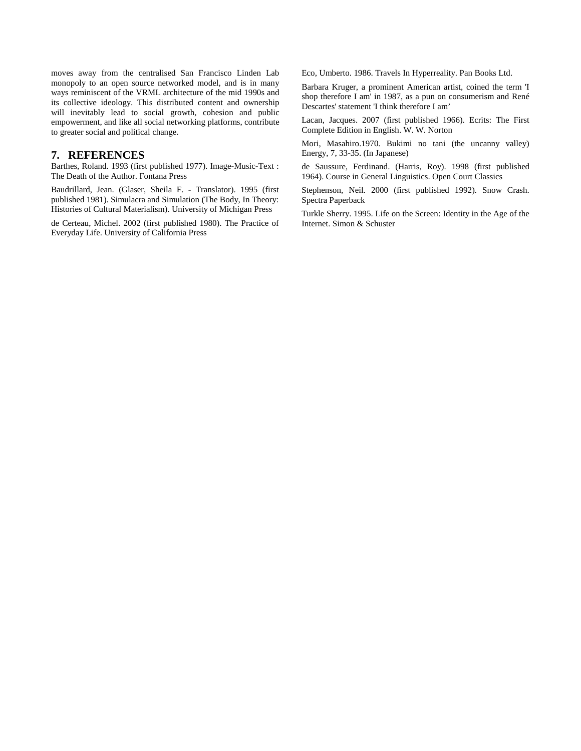moves away from the centralised San Francisco Linden Lab monopoly to an open source networked model, and is in many ways reminiscent of the VRML architecture of the mid 1990s and its collective ideology. This distributed content and ownership will inevitably lead to social growth, cohesion and public empowerment, and like all social networking platforms, contribute to greater social and political change.

## 7. REFERENCES

Barthes, Roland. 1993 (first published 1977). Image-Music-Text : The Death of the Author. Fontana Press

Baudrillard, Jean. (Glaser, Sheila F. - Translator). 1995 (first published 1981). Simulacra and Simulation (The Body, In Theory: Histories of Cultural Materialism). University of Michigan Press

de Certeau, Michel. 2002 (first published 1980). The Practice of Everyday Life. University of California Press

Eco, Umberto. 1986. Travels In Hyperreality. Pan Books Ltd.

Barbara Kruger, a prominent American artist, coined the term 'I shop therefore I am' in 1987, as a pun on consumerism and René Descartes' statement 'I think therefore I am'

Lacan, Jacques. 2007 (first published 1966). Ecrits: The First Complete Edition in English. W. W. Norton

Mori, Masahiro.1970. Bukimi no tani (the uncanny valley) Energy, 7, 33-35. (In Japanese)

de Saussure, Ferdinand. (Harris, Roy). 1998 (first published 1964). Course in General Linguistics. Open Court Classics

Stephenson, Neil. 2000 (first published 1992). Snow Crash. Spectra Paperback

Turkle Sherry. 1995. Life on the Screen: Identity in the Age of the Internet. Simon & Schuster